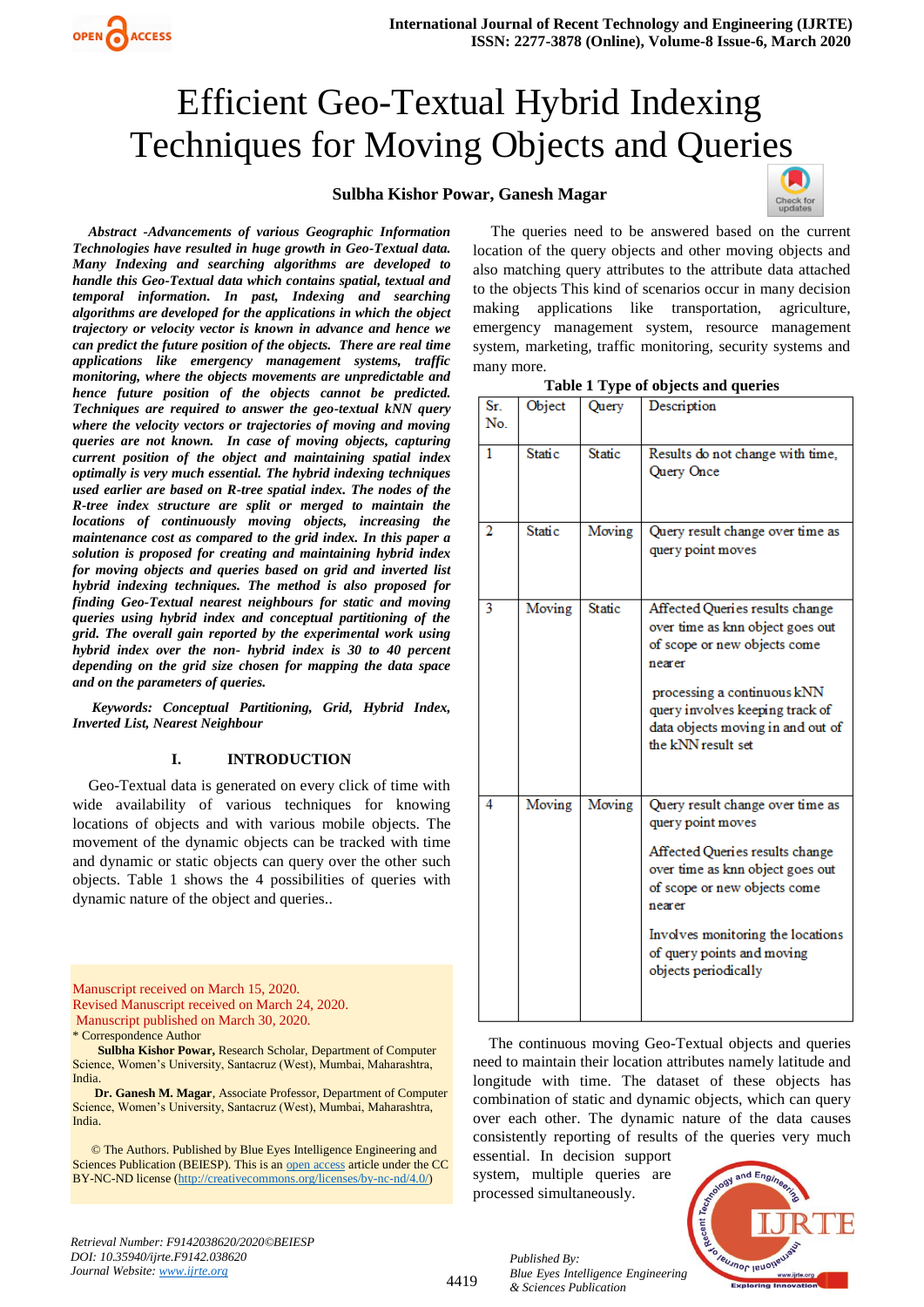# Efficient Geo-Textual Hybrid Indexing Techniques for Moving Objects and Queries

**Sulbha Kishor Powar, Ganesh Magar**

***Abstract -Advancements of various Geographic Information Technologies have resulted in huge growth in Geo-Textual data. Many Indexing and searching algorithms are developed to handle this Geo-Textual data which contains spatial, textual and temporal information. In past, Indexing and searching algorithms are developed for the applications in which the object trajectory or velocity vector is known in advance and hence we can predict the future position of the objects. There are real time applications like emergency management systems, traffic monitoring, where the objects movements are unpredictable and hence future position of the objects cannot be predicted. Techniques are required to answer the geo-textual kNN query where the velocity vectors or trajectories of moving and moving queries are not known. In case of moving objects, capturing current position of the object and maintaining spatial index optimally is very much essential. The hybrid indexing techniques used earlier are based on R-tree spatial index. The nodes of the R-tree index structure are split or merged to maintain the locations of continuously moving objects, increasing the maintenance cost as compared to the grid index. In this paper a solution is proposed for creating and maintaining hybrid index for moving objects and queries based on grid and inverted list hybrid indexing techniques. The method is also proposed for finding Geo-Textual nearest neighbours for static and moving queries using hybrid index and conceptual partitioning of the grid. The overall gain reported by the experimental work using hybrid index over the non- hybrid index is 30 to 40 percent depending on the grid size chosen for mapping the data space and on the parameters of queries.***

***Keywords: Conceptual Partitioning, Grid, Hybrid Index, Inverted List, Nearest Neighbour***

## I. INTRODUCTION

Geo-Textual data is generated on every click of time with wide availability of various techniques for knowing locations of objects and with various mobile objects. The movement of the dynamic objects can be tracked with time and dynamic or static objects can query over the other such objects. Table 1 shows the 4 possibilities of queries with dynamic nature of the object and queries..

Manuscript received on March 15, 2020.
Revised Manuscript received on March 24, 2020.
Manuscript published on March 30, 2020.
\* Correspondence Author

**Sulbha Kishor Powar,** Research Scholar, Department of Computer Science, Women's University, Santacruz (West), Mumbai, Maharashtra, India.

**Dr. Ganesh M. Magar**, Associate Professor, Department of Computer Science, Women's University, Santacruz (West), Mumbai, Maharashtra, India.

© The Authors. Published by Blue Eyes Intelligence Engineering and Sciences Publication (BEIESP). This is an open access article under the CC BY-NC-ND license (http://creativecommons.org/licenses/by-nc-nd/4.0/)

The queries need to be answered based on the current location of the query objects and other moving objects and also matching query attributes to the attribute data attached to the objects This kind of scenarios occur in many decision making applications like transportation, agriculture, emergency management system, resource management system, marketing, traffic monitoring, security systems and many more.

**Table 1 Type of objects and queries**

| Sr. No. | Object | Query | Description |
|---|---|---|---|
| 1 | Static | Static | Results do not change with time, Query Once |
| 2 | Static | Moving | Query result change over time as query point moves |
| 3 | Moving | Static | Affected Queries results change over time as knn object goes out of scope or new objects come nearer<br><br>processing a continuous kNN query involves keeping track of data objects moving in and out of the kNN result set |
| 4 | Moving | Moving | Query result change over time as query point moves<br><br>Affected Queries results change over time as knn object goes out of scope or new objects come nearer<br><br>Involves monitoring the locations of query points and moving objects periodically |

The continuous moving Geo-Textual objects and queries need to maintain their location attributes namely latitude and longitude with time. The dataset of these objects has combination of static and dynamic objects, which can query over each other. The dynamic nature of the data causes consistently reporting of results of the queries very much essential. In decision support system, multiple queries are processed simultaneously.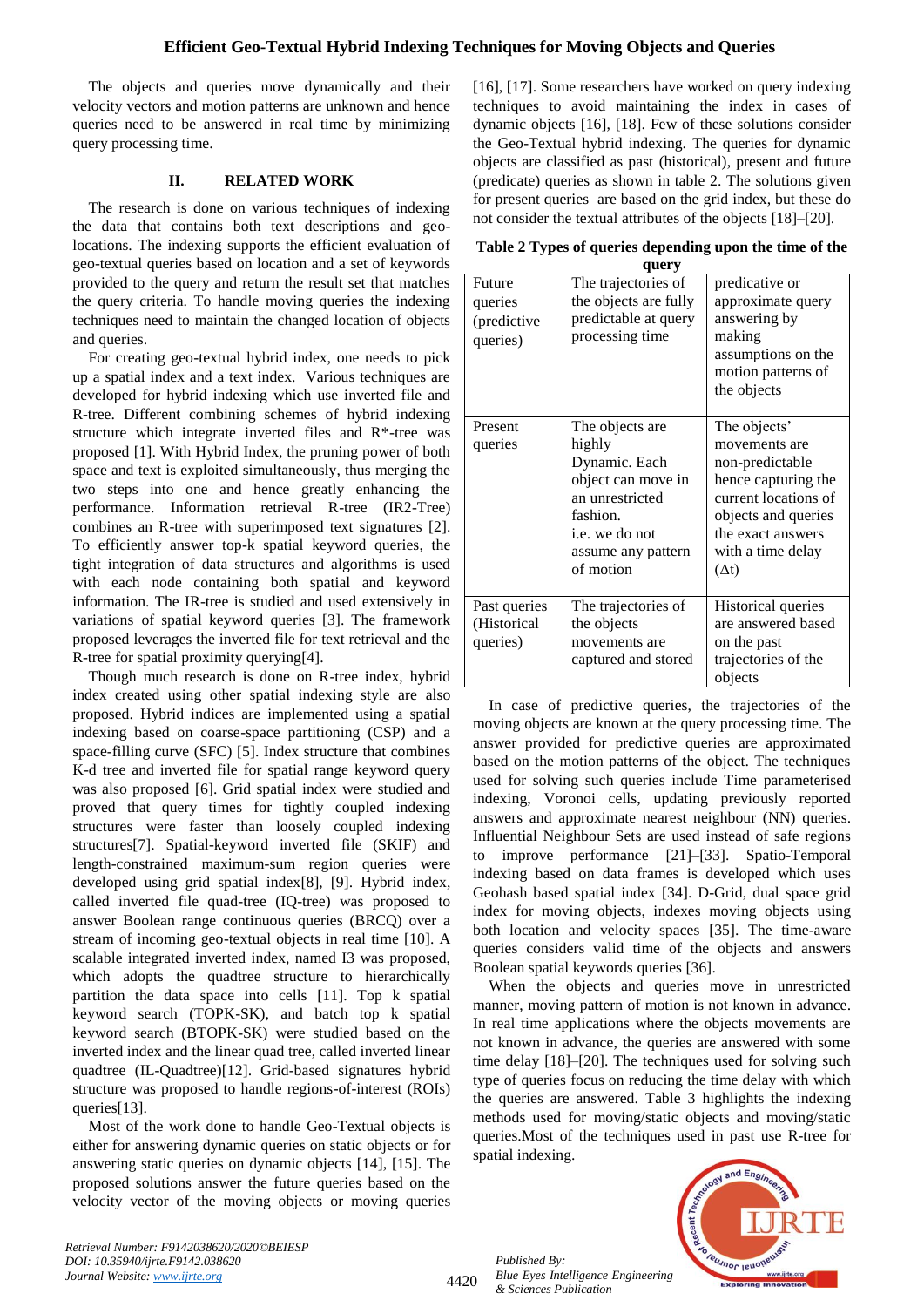The objects and queries move dynamically and their velocity vectors and motion patterns are unknown and hence queries need to be answered in real time by minimizing query processing time.

## II. RELATED WORK

The research is done on various techniques of indexing the data that contains both text descriptions and geo-locations. The indexing supports the efficient evaluation of geo-textual queries based on location and a set of keywords provided to the query and return the result set that matches the query criteria. To handle moving queries the indexing techniques need to maintain the changed location of objects and queries.

For creating geo-textual hybrid index, one needs to pick up a spatial index and a text index. Various techniques are developed for hybrid indexing which use inverted file and R-tree. Different combining schemes of hybrid indexing structure which integrate inverted files and R*-tree was proposed [1]. With Hybrid Index, the pruning power of both space and text is exploited simultaneously, thus merging the two steps into one and hence greatly enhancing the performance. Information retrieval R-tree (IR2-Tree) combines an R-tree with superimposed text signatures [2]. To efficiently answer top-k spatial keyword queries, the tight integration of data structures and algorithms is used with each node containing both spatial and keyword information. The IR-tree is studied and used extensively in variations of spatial keyword queries [3]. The framework proposed leverages the inverted file for text retrieval and the R-tree for spatial proximity querying[4].

Though much research is done on R-tree index, hybrid index created using other spatial indexing style are also proposed. Hybrid indices are implemented using a spatial indexing based on coarse-space partitioning (CSP) and a space-filling curve (SFC) [5]. Index structure that combines K-d tree and inverted file for spatial range keyword query was also proposed [6]. Grid spatial index were studied and proved that query times for tightly coupled indexing structures were faster than loosely coupled indexing structures[7]. Spatial-keyword inverted file (SKIF) and length-constrained maximum-sum region queries were developed using grid spatial index[8], [9]. Hybrid index, called inverted file quad-tree (IQ-tree) was proposed to answer Boolean range continuous queries (BRCQ) over a stream of incoming geo-textual objects in real time [10]. A scalable integrated inverted index, named I3 was proposed, which adopts the quadtree structure to hierarchically partition the data space into cells [11]. Top k spatial keyword search (TOPK-SK), and batch top k spatial keyword search (BTOPK-SK) were studied based on the inverted index and the linear quad tree, called inverted linear quadtree (IL-Quadtree)[12]. Grid-based signatures hybrid structure was proposed to handle regions-of-interest (ROIs) queries[13].

Most of the work done to handle Geo-Textual objects is either for answering dynamic queries on static objects or for answering static queries on dynamic objects [14], [15]. The proposed solutions answer the future queries based on the velocity vector of the moving objects or moving queries [16], [17]. Some researchers have worked on query indexing techniques to avoid maintaining the index in cases of dynamic objects [16], [18]. Few of these solutions consider the Geo-Textual hybrid indexing. The queries for dynamic objects are classified as past (historical), present and future (predicate) queries as shown in table 2. The solutions given for present queries are based on the grid index, but these do not consider the textual attributes of the objects [18]–[20].

**Table 2 Types of queries depending upon the time of the query**

| | | |
|---|---|---|
| Future queries (predictive queries) | The trajectories of the objects are fully predictable at query processing time | predicative or approximate query answering by making assumptions on the motion patterns of the objects |
| Present queries | The objects are highly Dynamic. Each object can move in an unrestricted fashion. i.e. we do not assume any pattern of motion | The objects' movements are non-predictable hence capturing the current locations of objects and queries the exact answers with a time delay ($\Delta t$) |
| Past queries (Historical queries) | The trajectories of the objects movements are captured and stored | Historical queries are answered based on the past trajectories of the objects |

In case of predictive queries, the trajectories of the moving objects are known at the query processing time. The answer provided for predictive queries are approximated based on the motion patterns of the object. The techniques used for solving such queries include Time parameterised indexing, Voronoi cells, updating previously reported answers and approximate nearest neighbour (NN) queries. Influential Neighbour Sets are used instead of safe regions to improve performance [21]–[33]. Spatio-Temporal indexing based on data frames is developed which uses Geohash based spatial index [34]. D-Grid, dual space grid index for moving objects, indexes moving objects using both location and velocity spaces [35]. The time-aware queries considers valid time of the objects and answers Boolean spatial keywords queries [36].

When the objects and queries move in unrestricted manner, moving pattern of motion is not known in advance. In real time applications where the objects movements are not known in advance, the queries are answered with some time delay [18]–[20]. The techniques used for solving such type of queries focus on reducing the time delay with which the queries are answered. Table 3 highlights the indexing methods used for moving/static objects and moving/static queries.Most of the techniques used in past use R-tree for spatial indexing.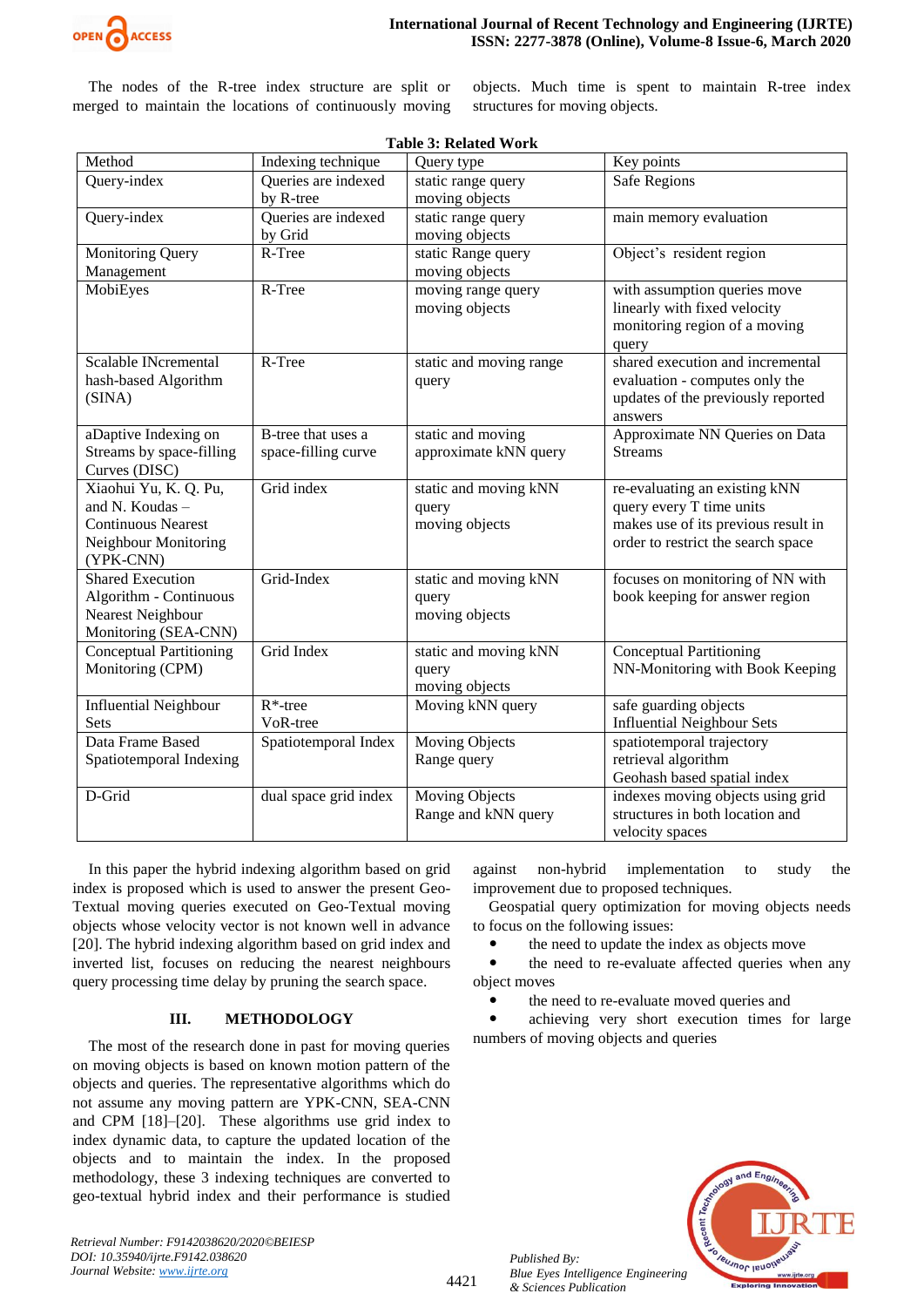The nodes of the R-tree index structure are split or merged to maintain the locations of continuously moving objects. Much time is spent to maintain R-tree index structures for moving objects.

**Table 3: Related Work**

| Method | Indexing technique | Query type | Key points |
|---|---|---|---|
| Query-index | Queries are indexed by R-tree | static range query moving objects | Safe Regions |
| Query-index | Queries are indexed by Grid | static range query moving objects | main memory evaluation |
| Monitoring Query Management | R-Tree | static Range query moving objects | Object's resident region |
| MobiEyes | R-Tree | moving range query moving objects | with assumption queries move linearly with fixed velocity monitoring region of a moving query |
| Scalable INcremental hash-based Algorithm (SINA) | R-Tree | static and moving range query | shared execution and incremental evaluation - computes only the updates of the previously reported answers |
| aDaptive Indexing on Streams by space-filling Curves (DISC) | B-tree that uses a space-filling curve | static and moving approximate kNN query | Approximate NN Queries on Data Streams |
| Xiaohui Yu, K. Q. Pu, and N. Koudas – Continuous Nearest Neighbor Monitoring (YPK-CNN) | Grid index | static and moving kNN query moving objects | re-evaluating an existing kNN query every T time units makes use of its previous result in order to restrict the search space |
| Shared Execution Algorithm - Continuous Nearest Neighbour Monitoring (SEA-CNN) | Grid-Index | static and moving kNN query moving objects | focuses on monitoring of NN with book keeping for answer region |
| Conceptual Partitioning Monitoring (CPM) | Grid Index | static and moving kNN query moving objects | Conceptual Partitioning NN-Monitoring with Book Keeping |
| Influential Neighbour Sets | R*-tree VoR-tree | Moving kNN query | safe guarding objects Influential Neighbour Sets |
| Data Frame Based Spatiotemporal Indexing | Spatiotemporal Index | Moving Objects Range query | spatiotemporal trajectory retrieval algorithm Geohash based spatial index |
| D-Grid | dual space grid index | Moving Objects Range and kNN query | indexes moving objects using grid structures in both location and velocity spaces |

In this paper the hybrid indexing algorithm based on grid index is proposed which is used to answer the present Geo-Textual moving queries executed on Geo-Textual moving objects whose velocity vector is not known well in advance [20]. The hybrid indexing algorithm based on grid index and inverted list, focuses on reducing the nearest neighbours query processing time delay by pruning the search space.

## III. METHODOLOGY

The most of the research done in past for moving queries on moving objects is based on known motion pattern of the objects and queries. The representative algorithms which do not assume any moving pattern are YPK-CNN, SEA-CNN and CPM [18]–[20]. These algorithms use grid index to index dynamic data, to capture the updated location of the objects and to maintain the index. In the proposed methodology, these 3 indexing techniques are converted to geo-textual hybrid index and their performance is studied against non-hybrid implementation to study the improvement due to proposed techniques.

Geospatial query optimization for moving objects needs to focus on the following issues:

- the need to update the index as objects move
- the need to re-evaluate affected queries when any object moves
- the need to re-evaluate moved queries and
- achieving very short execution times for large numbers of moving objects and queries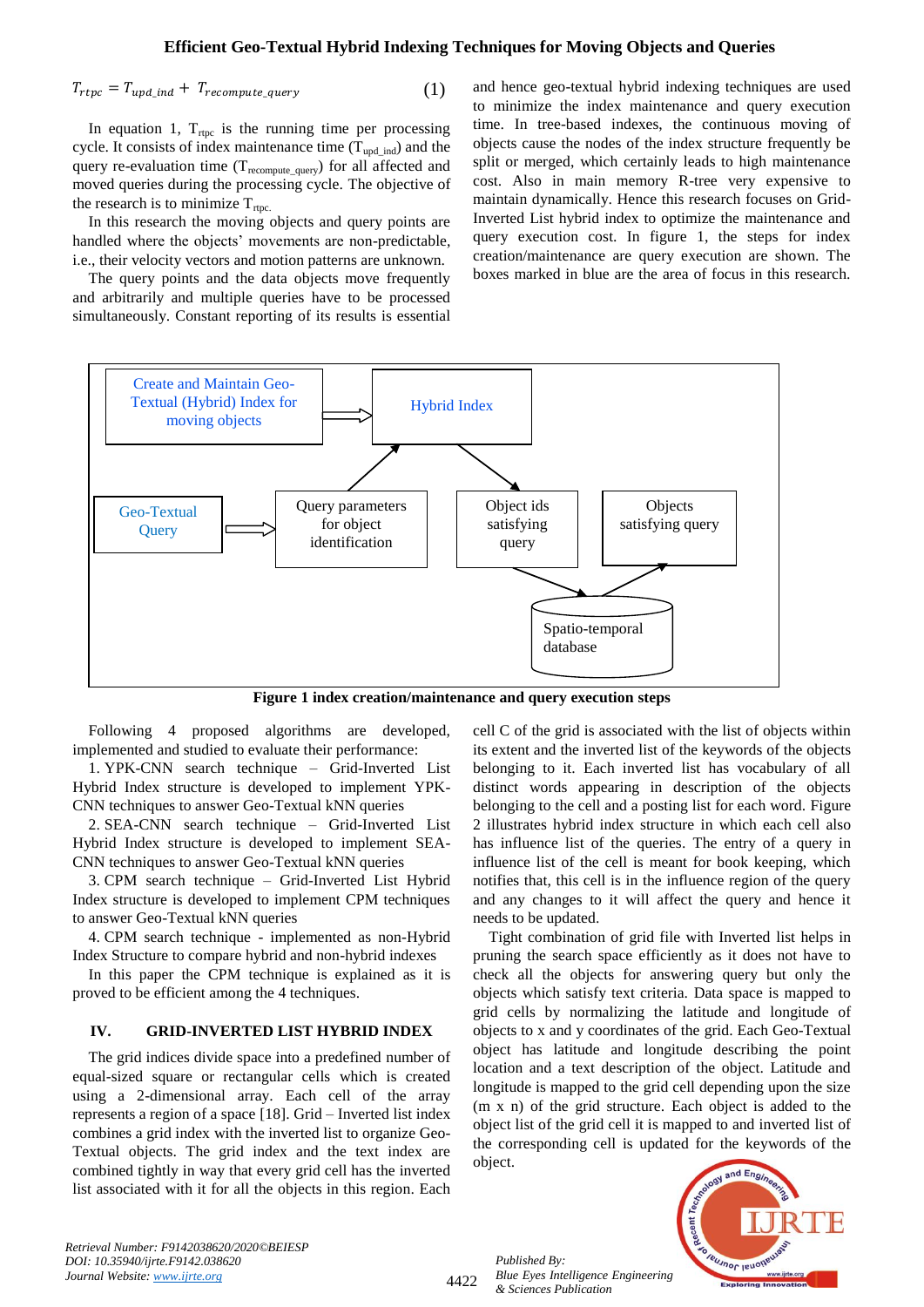$$T_{rtpc} = T_{upd\_ind} + T_{recompute\_query} \quad (1)$$

In equation 1, $T_{rtpc}$ is the running time per processing cycle. It consists of index maintenance time ($T_{upd\_ind}$) and the query re-evaluation time ($T_{recompute\_query}$) for all affected and moved queries during the processing cycle. The objective of the research is to minimize $T_{rtpc}$.

In this research the moving objects and query points are handled where the objects' movements are non-predictable, i.e., their velocity vectors and motion patterns are unknown.

The query points and the data objects move frequently and arbitrarily and multiple queries have to be processed simultaneously. Constant reporting of its results is essential and hence geo-textual hybrid indexing techniques are used to minimize the index maintenance and query execution time. In tree-based indexes, the continuous moving of objects cause the nodes of the index structure frequently be split or merged, which certainly leads to high maintenance cost. Also in main memory R-tree very expensive to maintain dynamically. Hence this research focuses on Grid-Inverted List hybrid index to optimize the maintenance and query execution cost. In figure 1, the steps for index creation/maintenance are query execution are shown. The boxes marked in blue are the area of focus in this research.

Create and Maintain Geo-Textual (Hybrid) Index for moving objects → Hybrid Index

Geo-Textual Query → Query parameters for object identification → Hybrid Index → Object ids satisfying query → Spatio-temporal database → Objects satisfying query

**Figure 1 index creation/maintenance and query execution steps**

Following 4 proposed algorithms are developed, implemented and studied to evaluate their performance:

1. YPK-CNN search technique – Grid-Inverted List Hybrid Index structure is developed to implement YPK-CNN techniques to answer Geo-Textual kNN queries
2. SEA-CNN search technique – Grid-Inverted List Hybrid Index structure is developed to implement SEA-CNN techniques to answer Geo-Textual kNN queries
3. CPM search technique – Grid-Inverted List Hybrid Index structure is developed to implement CPM techniques to answer Geo-Textual kNN queries
4. CPM search technique - implemented as non-Hybrid Index Structure to compare hybrid and non-hybrid indexes

In this paper the CPM technique is explained as it is proved to be efficient among the 4 techniques.

## IV. GRID-INVERTED LIST HYBRID INDEX

The grid indices divide space into a predefined number of equal-sized square or rectangular cells which is created using a 2-dimensional array. Each cell of the array represents a region of a space [18]. Grid – Inverted list index combines a grid index with the inverted list to organize Geo-Textual objects. The grid index and the text index are combined tightly in way that every grid cell has the inverted list associated with it for all the objects in this region. Each cell C of the grid is associated with the list of objects within its extent and the inverted list of the keywords of the objects belonging to it. Each inverted list has vocabulary of all distinct words appearing in description of the objects belonging to the cell and a posting list for each word. Figure 2 illustrates hybrid index structure in which each cell also has influence list of the queries. The entry of a query in influence list of the cell is meant for book keeping, which notifies that, this cell is in the influence region of the query and any changes to it will affect the query and hence it needs to be updated.

Tight combination of grid file with Inverted list helps in pruning the search space efficiently as it does not have to check all the objects for answering query but only the objects which satisfy text criteria. Data space is mapped to grid cells by normalizing the latitude and longitude of objects to x and y coordinates of the grid. Each Geo-Textual object has latitude and longitude describing the point location and a text description of the object. Latitude and longitude is mapped to the grid cell depending upon the size (m x n) of the grid structure. Each object is added to the object list of the grid cell it is mapped to and inverted list of the corresponding cell is updated for the keywords of the object.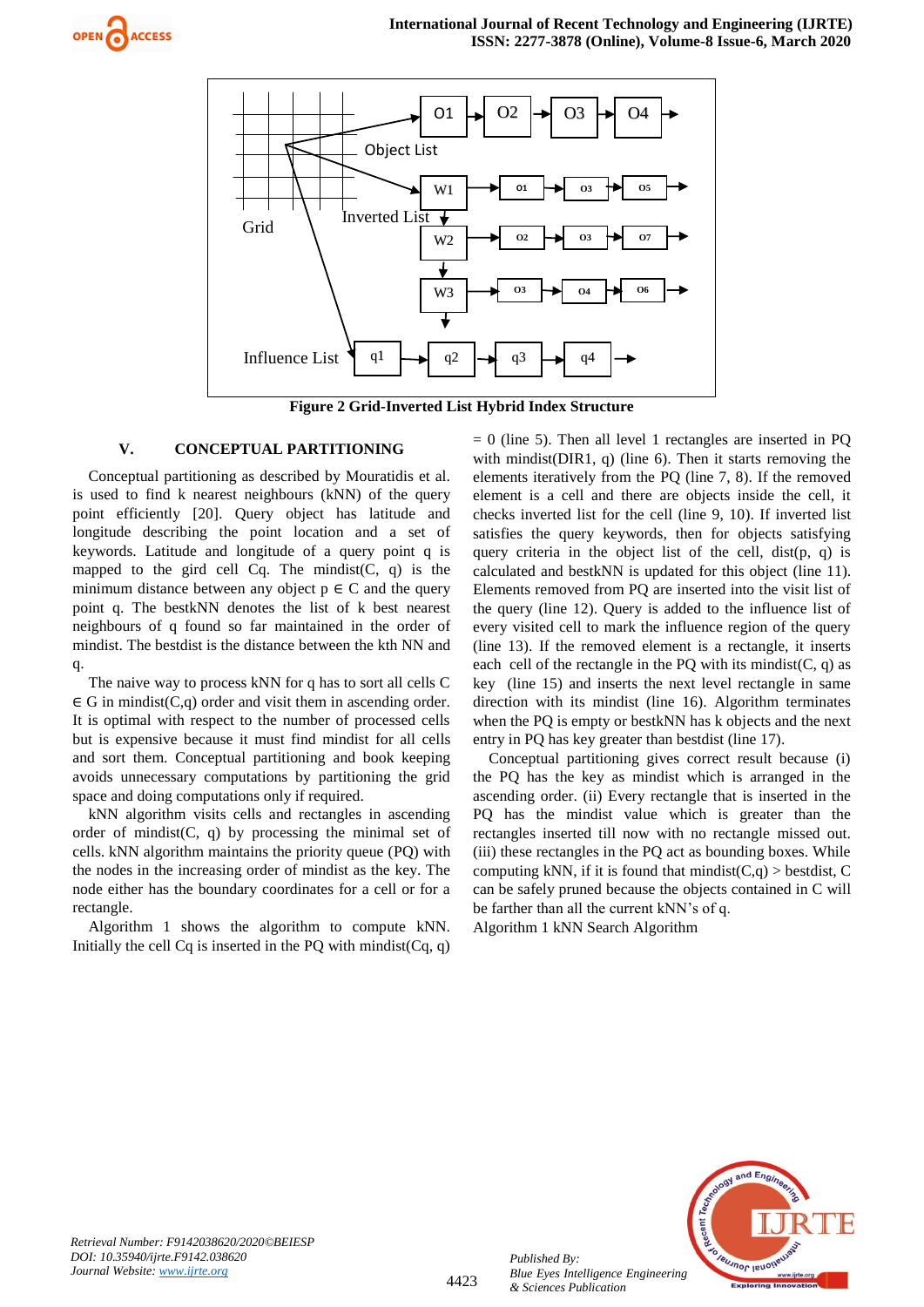Figure 2 Grid-Inverted List Hybrid Index Structure

## V. CONCEPTUAL PARTITIONING

Conceptual partitioning as described by Mouratidis et al. is used to find k nearest neighbours (kNN) of the query point efficiently [20]. Query object has latitude and longitude describing the point location and a set of keywords. Latitude and longitude of a query point q is mapped to the gird cell Cq. The mindist(C, q) is the minimum distance between any object p ∈ C and the query point q. The bestkNN denotes the list of k best nearest neighbours of q found so far maintained in the order of mindist. The bestdist is the distance between the kth NN and q.

The naive way to process kNN for q has to sort all cells C ∈ G in mindist(C,q) order and visit them in ascending order. It is optimal with respect to the number of processed cells but is expensive because it must find mindist for all cells and sort them. Conceptual partitioning and book keeping avoids unnecessary computations by partitioning the grid space and doing computations only if required.

kNN algorithm visits cells and rectangles in ascending order of mindist(C, q) by processing the minimal set of cells. kNN algorithm maintains the priority queue (PQ) with the nodes in the increasing order of mindist as the key. The node either has the boundary coordinates for a cell or for a rectangle.

Algorithm 1 shows the algorithm to compute kNN. Initially the cell Cq is inserted in the PQ with mindist(Cq, q) = 0 (line 5). Then all level 1 rectangles are inserted in PQ with mindist(DIR1, q) (line 6). Then it starts removing the elements iteratively from the PQ (line 7, 8). If the removed element is a cell and there are objects inside the cell, it checks inverted list for the cell (line 9, 10). If inverted list satisfies the query keywords, then for objects satisfying query criteria in the object list of the cell, dist(p, q) is calculated and bestkNN is updated for this object (line 11). Elements removed from PQ are inserted into the visit list of the query (line 12). Query is added to the influence list of every visited cell to mark the influence region of the query (line 13). If the removed element is a rectangle, it inserts each cell of the rectangle in the PQ with its mindist(C, q) as key (line 15) and inserts the next level rectangle in same direction with its mindist (line 16). Algorithm terminates when the PQ is empty or bestkNN has k objects and the next entry in PQ has key greater than bestdist (line 17).

Conceptual partitioning gives correct result because (i) the PQ has the key as mindist which is arranged in the ascending order. (ii) Every rectangle that is inserted in the PQ has the mindist value which is greater than the rectangles inserted till now with no rectangle missed out. (iii) these rectangles in the PQ act as bounding boxes. While computing kNN, if it is found that mindist(C,q) > bestdist, C can be safely pruned because the objects contained in C will be farther than all the current kNN's of q.

Algorithm 1 kNN Search Algorithm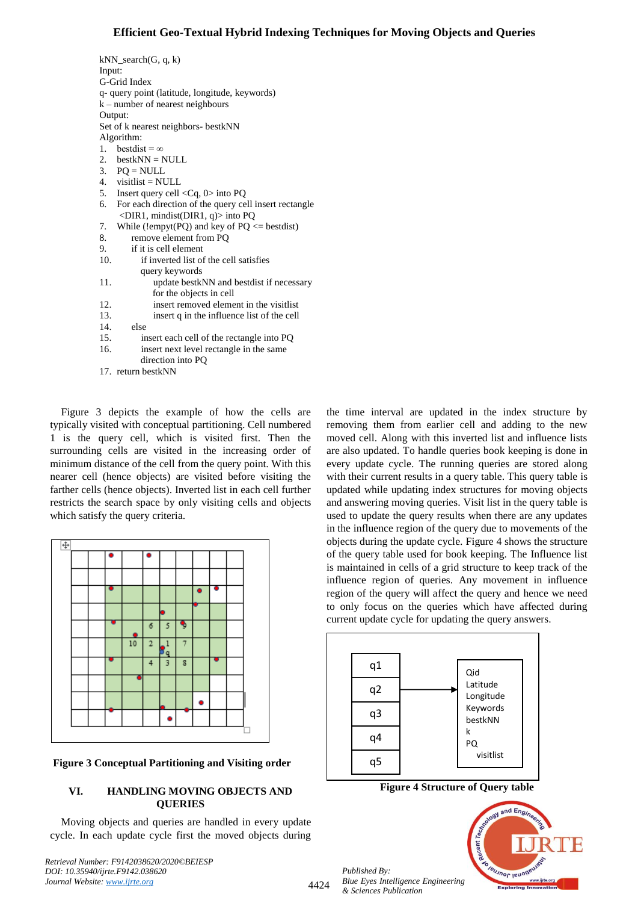```
kNN_search(G, q, k)
Input:
G-Grid Index
q- query point (latitude, longitude, keywords)
k – number of nearest neighbours
Output:
Set of k nearest neighbors- bestkNN
Algorithm:
1.  bestdist = ∞
2.  bestkNN = NULL
3.  PQ = NULL
4.  visitlist = NULL
5.  Insert query cell <Cq, 0> into PQ
6.  For each direction of the query cell insert rectangle
    <DIR1, mindist(DIR1, q)> into PQ
7.  While (!empyt(PQ) and key of PQ <= bestdist)
8.      remove element from PQ
9.      if it is cell element
10.         if inverted list of the cell satisfies
            query keywords
11.             update bestkNN and bestdist if necessary
                for the objects in cell
12.             insert removed element in the visitlist
13.             insert q in the influence list of the cell
14.     else
15.         insert each cell of the rectangle into PQ
16.         insert next level rectangle in the same
            direction into PQ
17. return bestkNN
```

Figure 3 depicts the example of how the cells are typically visited with conceptual partitioning. Cell numbered 1 is the query cell, which is visited first. Then the surrounding cells are visited in the increasing order of minimum distance of the cell from the query point. With this nearer cell (hence objects) are visited before visiting the farther cells (hence objects). Inverted list in each cell further restricts the search space by only visiting cells and objects which satisfy the query criteria.

**Figure 3 Conceptual Partitioning and Visiting order**

## VI. HANDLING MOVING OBJECTS AND QUERIES

Moving objects and queries are handled in every update cycle. In each update cycle first the moved objects during the time interval are updated in the index structure by removing them from earlier cell and adding to the new moved cell. Along with this inverted list and influence lists are also updated. To handle queries book keeping is done in every update cycle. The running queries are stored along with their current results in a query table. This query table is updated while updating index structures for moving objects and answering moving queries. Visit list in the query table is used to update the query results when there are any updates in the influence region of the query due to movements of the objects during the update cycle. Figure 4 shows the structure of the query table used for book keeping. The Influence list is maintained in cells of a grid structure to keep track of the influence region of queries. Any movement in influence region of the query will affect the query and hence we need to only focus on the queries which have affected during current update cycle for updating the query answers.

**Figure 4 Structure of Query table**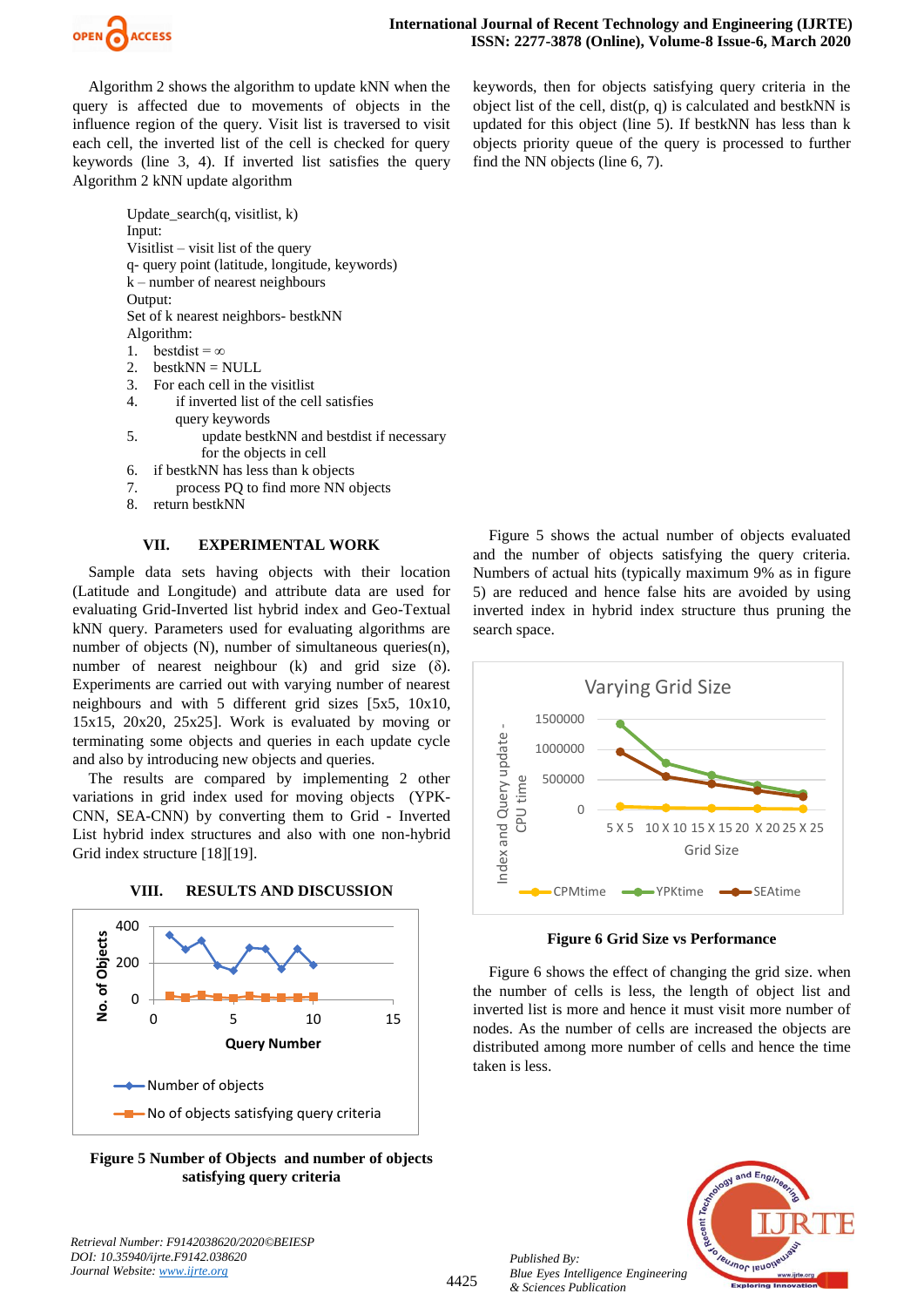Algorithm 2 shows the algorithm to update kNN when the query is affected due to movements of objects in the influence region of the query. Visit list is traversed to visit each cell, the inverted list of the cell is checked for query keywords (line 3, 4). If inverted list satisfies the query keywords, then for objects satisfying query criteria in the object list of the cell, dist(p, q) is calculated and bestkNN is updated for this object (line 5). If bestkNN has less than k objects priority queue of the query is processed to further find the NN objects (line 6, 7).

Algorithm 2 kNN update algorithm

```
Update_search(q, visitlist, k)
Input:
Visitlist – visit list of the query
q- query point (latitude, longitude, keywords)
k – number of nearest neighbours
Output:
Set of k nearest neighbors- bestkNN
Algorithm:
1.   bestdist = ∞
2.   bestkNN = NULL
3.   For each cell in the visitlist
4.        if inverted list of the cell satisfies
          query keywords
5.             update bestkNN and bestdist if necessary
               for the objects in cell
6.   if bestkNN has less than k objects
7.        process PQ to find more NN objects
8.   return bestkNN
```

## VII. EXPERIMENTAL WORK

Sample data sets having objects with their location (Latitude and Longitude) and attribute data are used for evaluating Grid-Inverted list hybrid index and Geo-Textual kNN query. Parameters used for evaluating algorithms are number of objects (N), number of simultaneous queries(n), number of nearest neighbour (k) and grid size (δ). Experiments are carried out with varying number of nearest neighbours and with 5 different grid sizes [5x5, 10x10, 15x15, 20x20, 25x25]. Work is evaluated by moving or terminating some objects and queries in each update cycle and also by introducing new objects and queries.

The results are compared by implementing 2 other variations in grid index used for moving objects (YPK-CNN, SEA-CNN) by converting them to Grid - Inverted List hybrid index structures and also with one non-hybrid Grid index structure [18][19].

## VIII. RESULTS AND DISCUSSION

**Figure 5 Number of Objects and number of objects satisfying query criteria**

Figure 5 shows the actual number of objects evaluated and the number of objects satisfying the query criteria. Numbers of actual hits (typically maximum 9% as in figure 5) are reduced and hence false hits are avoided by using inverted index in hybrid index structure thus pruning the search space.

**Figure 6 Grid Size vs Performance**

Figure 6 shows the effect of changing the grid size. when the number of cells is less, the length of object list and inverted list is more and hence it must visit more number of nodes. As the number of cells are increased the objects are distributed among more number of cells and hence the time taken is less.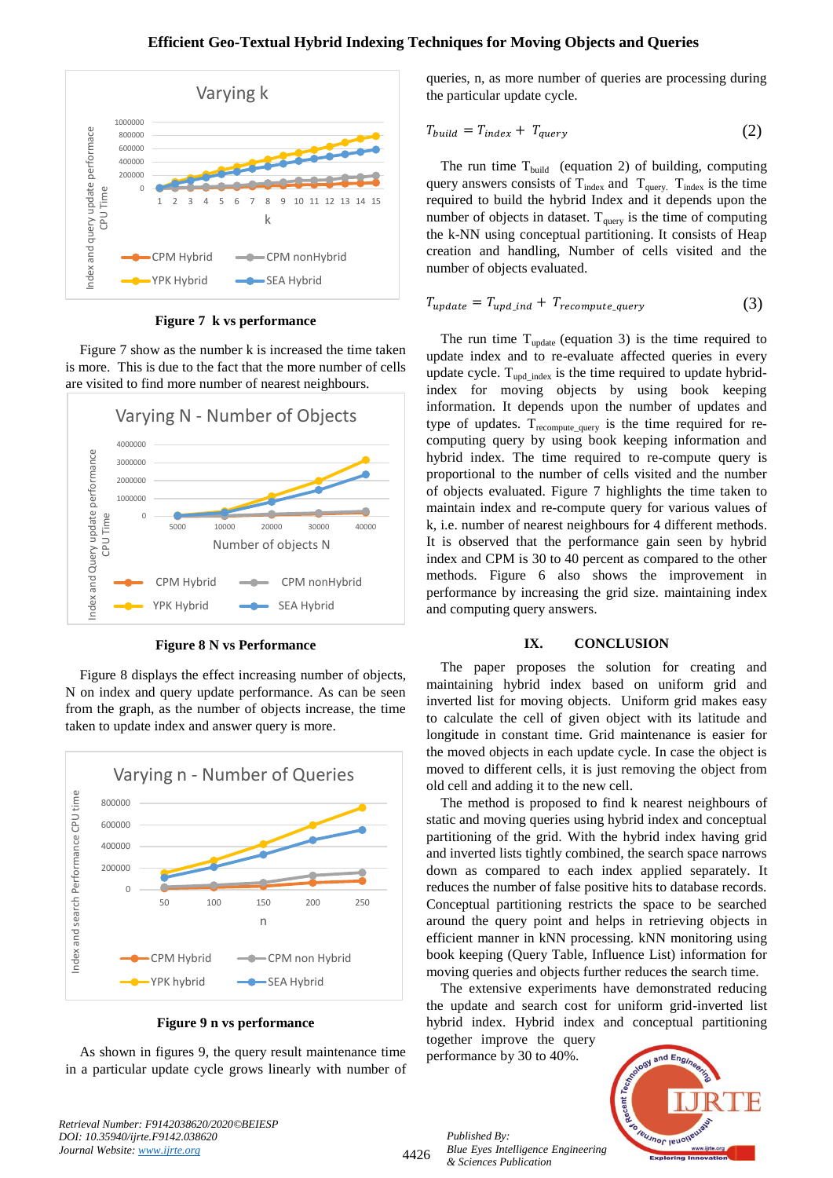Figure 7 k vs performance

Figure 7 show as the number k is increased the time taken is more. This is due to the fact that the more number of cells are visited to find more number of nearest neighbours.

Figure 8 N vs Performance

Figure 8 displays the effect increasing number of objects, N on index and query update performance. As can be seen from the graph, as the number of objects increase, the time taken to update index and answer query is more.

Figure 9 n vs performance

As shown in figures 9, the query result maintenance time in a particular update cycle grows linearly with number of queries, n, as more number of queries are processing during the particular update cycle.

$$T_{build} = T_{index} + T_{query} \tag{2}$$

The run time $T_{build}$ (equation 2) of building, computing query answers consists of $T_{index}$ and $T_{query}$. $T_{index}$ is the time required to build the hybrid Index and it depends upon the number of objects in dataset. $T_{query}$ is the time of computing the k-NN using conceptual partitioning. It consists of Heap creation and handling, Number of cells visited and the number of objects evaluated.

$$T_{update} = T_{upd\_ind} + T_{recompute\_query} \tag{3}$$

The run time $T_{update}$ (equation 3) is the time required to update index and to re-evaluate affected queries in every update cycle. $T_{upd\_index}$ is the time required to update hybrid-index for moving objects by using book keeping information. It depends upon the number of updates and type of updates. $T_{recompute\_query}$ is the time required for re-computing query by using book keeping information and hybrid index. The time required to re-compute query is proportional to the number of cells visited and the number of objects evaluated. Figure 7 highlights the time taken to maintain index and re-compute query for various values of k, i.e. number of nearest neighbours for 4 different methods. It is observed that the performance gain seen by hybrid index and CPM is 30 to 40 percent as compared to the other methods. Figure 6 also shows the improvement in performance by increasing the grid size. maintaining index and computing query answers.

## IX. CONCLUSION

The paper proposes the solution for creating and maintaining hybrid index based on uniform grid and inverted list for moving objects. Uniform grid makes easy to calculate the cell of given object with its latitude and longitude in constant time. Grid maintenance is easier for the moved objects in each update cycle. In case the object is moved to different cells, it is just removing the object from old cell and adding it to the new cell.

The method is proposed to find k nearest neighbours of static and moving queries using hybrid index and conceptual partitioning of the grid. With the hybrid index having grid and inverted lists tightly combined, the search space narrows down as compared to each index applied separately. It reduces the number of false positive hits to database records. Conceptual partitioning restricts the space to be searched around the query point and helps in retrieving objects in efficient manner in kNN processing. kNN monitoring using book keeping (Query Table, Influence List) information for moving queries and objects further reduces the search time.

The extensive experiments have demonstrated reducing the update and search cost for uniform grid-inverted list hybrid index. Hybrid index and conceptual partitioning together improve the query performance by 30 to 40%.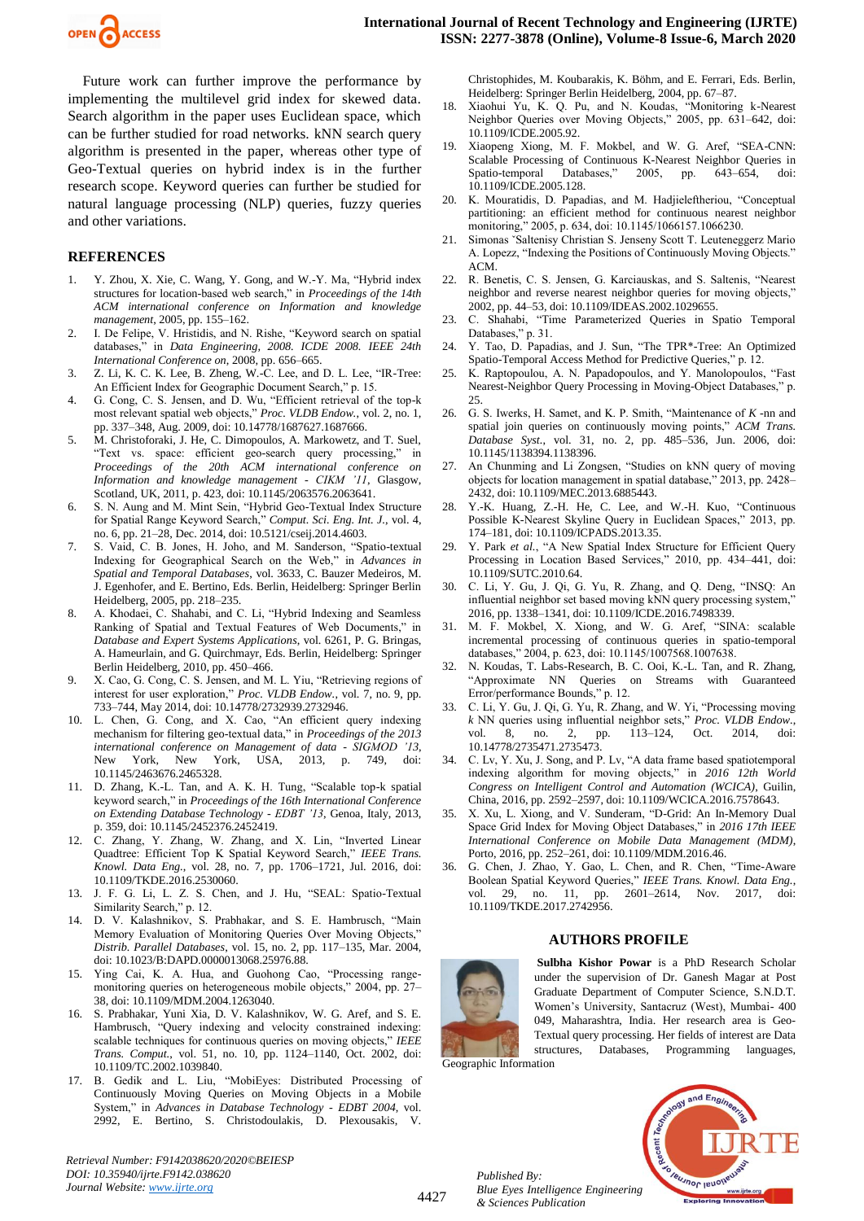Future work can further improve the performance by implementing the multilevel grid index for skewed data. Search algorithm in the paper uses Euclidean space, which can be further studied for road networks. kNN search query algorithm is presented in the paper, whereas other type of Geo-Textual queries on hybrid index is in the further research scope. Keyword queries can further be studied for natural language processing (NLP) queries, fuzzy queries and other variations.

## REFERENCES

1. Y. Zhou, X. Xie, C. Wang, Y. Gong, and W.-Y. Ma, "Hybrid index structures for location-based web search," in *Proceedings of the 14th ACM international conference on Information and knowledge management*, 2005, pp. 155–162.
2. I. De Felipe, V. Hristidis, and N. Rishe, "Keyword search on spatial databases," in *Data Engineering, 2008. ICDE 2008. IEEE 24th International Conference on*, 2008, pp. 656–665.
3. Z. Li, K. C. K. Lee, B. Zheng, W.-C. Lee, and D. L. Lee, "IR-Tree: An Efficient Index for Geographic Document Search," p. 15.
4. G. Cong, C. S. Jensen, and D. Wu, "Efficient retrieval of the top-k most relevant spatial web objects," *Proc. VLDB Endow.*, vol. 2, no. 1, pp. 337–348, Aug. 2009, doi: 10.14778/1687627.1687666.
5. M. Christoforaki, J. He, C. Dimopoulos, A. Markowetz, and T. Suel, "Text vs. space: efficient geo-search query processing," in *Proceedings of the 20th ACM international conference on Information and knowledge management - CIKM '11*, Glasgow, Scotland, UK, 2011, p. 423, doi: 10.1145/2063576.2063641.
6. S. N. Aung and M. Mint Sein, "Hybrid Geo-Textual Index Structure for Spatial Range Keyword Search," *Comput. Sci. Eng. Int. J.*, vol. 4, no. 6, pp. 21–28, Dec. 2014, doi: 10.5121/cseij.2014.4603.
7. S. Vaid, C. B. Jones, H. Joho, and M. Sanderson, "Spatio-textual Indexing for Geographical Search on the Web," in *Advances in Spatial and Temporal Databases*, vol. 3633, C. Bauzer Medeiros, M. J. Egenhofer, and E. Bertino, Eds. Berlin, Heidelberg: Springer Berlin Heidelberg, 2005, pp. 218–235.
8. A. Khodaei, C. Shahabi, and C. Li, "Hybrid Indexing and Seamless Ranking of Spatial and Textual Features of Web Documents," in *Database and Expert Systems Applications*, vol. 6261, P. G. Bringas, A. Hameurlain, and G. Quirchmayr, Eds. Berlin, Heidelberg: Springer Berlin Heidelberg, 2010, pp. 450–466.
9. X. Cao, G. Cong, C. S. Jensen, and M. L. Yiu, "Retrieving regions of interest for user exploration," *Proc. VLDB Endow.*, vol. 7, no. 9, pp. 733–744, May 2014, doi: 10.14778/2732939.2732946.
10. L. Chen, G. Cong, and X. Cao, "An efficient query indexing mechanism for filtering geo-textual data," in *Proceedings of the 2013 international conference on Management of data - SIGMOD '13*, New York, New York, USA, 2013, p. 749, doi: 10.1145/2463676.2465328.
11. D. Zhang, K.-L. Tan, and A. K. H. Tung, "Scalable top-k spatial keyword search," in *Proceedings of the 16th International Conference on Extending Database Technology - EDBT '13*, Genoa, Italy, 2013, p. 359, doi: 10.1145/2452376.2452419.
12. C. Zhang, Y. Zhang, W. Zhang, and X. Lin, "Inverted Linear Quadtree: Efficient Top K Spatial Keyword Search," *IEEE Trans. Knowl. Data Eng.*, vol. 28, no. 7, pp. 1706–1721, Jul. 2016, doi: 10.1109/TKDE.2016.2530060.
13. J. F. G. Li, L. Z. S. Chen, and J. Hu, "SEAL: Spatio-Textual Similarity Search," p. 12.
14. D. V. Kalashnikov, S. Prabhakar, and S. E. Hambrusch, "Main Memory Evaluation of Monitoring Queries Over Moving Objects," *Distrib. Parallel Databases*, vol. 15, no. 2, pp. 117–135, Mar. 2004, doi: 10.1023/B:DAPD.0000013068.25976.88.
15. Ying Cai, K. A. Hua, and Guohong Cao, "Processing range-monitoring queries on heterogeneous mobile objects," 2004, pp. 27–38, doi: 10.1109/MDM.2004.1263040.
16. S. Prabhakar, Yuni Xia, D. V. Kalashnikov, W. G. Aref, and S. E. Hambrusch, "Query indexing and velocity constrained indexing: scalable techniques for continuous queries on moving objects," *IEEE Trans. Comput.*, vol. 51, no. 10, pp. 1124–1140, Oct. 2002, doi: 10.1109/TC.2002.1039840.
17. B. Gedik and L. Liu, "MobiEyes: Distributed Processing of Continuously Moving Queries on Moving Objects in a Mobile System," in *Advances in Database Technology - EDBT 2004*, vol. 2992, E. Bertino, S. Christodoulakis, D. Plexousakis, V. Christophides, M. Koubarakis, K. Böhm, and E. Ferrari, Eds. Berlin, Heidelberg: Springer Berlin Heidelberg, 2004, pp. 67–87.
18. Xiaohui Yu, K. Q. Pu, and N. Koudas, "Monitoring k-Nearest Neighbor Queries over Moving Objects," 2005, pp. 631–642, doi: 10.1109/ICDE.2005.92.
19. Xiaopeng Xiong, M. F. Mokbel, and W. G. Aref, "SEA-CNN: Scalable Processing of Continuous K-Nearest Neighbor Queries in Spatio-temporal Databases," 2005, pp. 643–654, doi: 10.1109/ICDE.2005.128.
20. K. Mouratidis, D. Papadias, and M. Hadjieleftheriou, "Conceptual partitioning: an efficient method for continuous nearest neighbor monitoring," 2005, p. 634, doi: 10.1145/1066157.1066230.
21. Simonas ˇSaltenisy Christian S. Jenseny Scott T. Leuteneggerz Mario A. Lopezz, "Indexing the Positions of Continuously Moving Objects." ACM.
22. R. Benetis, C. S. Jensen, G. Karciauskas, and S. Saltenis, "Nearest neighbor and reverse nearest neighbor queries for moving objects," 2002, pp. 44–53, doi: 10.1109/IDEAS.2002.1029655.
23. C. Shahabi, "Time Parameterized Queries in Spatio Temporal Databases," p. 31.
24. Y. Tao, D. Papadias, and J. Sun, "The TPR*-Tree: An Optimized Spatio-Temporal Access Method for Predictive Queries," p. 12.
25. K. Raptopoulou, A. N. Papadopoulos, and Y. Manolopoulos, "Fast Nearest-Neighbor Query Processing in Moving-Object Databases," p. 25.
26. G. S. Iwerks, H. Samet, and K. P. Smith, "Maintenance of *K* -nn and spatial join queries on continuously moving points," *ACM Trans. Database Syst.*, vol. 31, no. 2, pp. 485–536, Jun. 2006, doi: 10.1145/1138394.1138396.
27. An Chunming and Li Zongsen, "Studies on kNN query of moving objects for location management in spatial database," 2013, pp. 2428–2432, doi: 10.1109/MEC.2013.6885443.
28. Y.-K. Huang, Z.-H. He, C. Lee, and W.-H. Kuo, "Continuous Possible K-Nearest Skyline Query in Euclidean Spaces," 2013, pp. 174–181, doi: 10.1109/ICPADS.2013.35.
29. Y. Park *et al.*, "A New Spatial Index Structure for Efficient Query Processing in Location Based Services," 2010, pp. 434–441, doi: 10.1109/SUTC.2010.64.
30. C. Li, Y. Gu, J. Qi, G. Yu, R. Zhang, and Q. Deng, "INSQ: An influential neighbor set based moving kNN query processing system," 2016, pp. 1338–1341, doi: 10.1109/ICDE.2016.7498339.
31. M. F. Mokbel, X. Xiong, and W. G. Aref, "SINA: scalable incremental processing of continuous queries in spatio-temporal databases," 2004, p. 623, doi: 10.1145/1007568.1007638.
32. N. Koudas, T. Labs-Research, B. C. Ooi, K.-L. Tan, and R. Zhang, "Approximate NN Queries on Streams with Guaranteed Error/performance Bounds," p. 12.
33. C. Li, Y. Gu, J. Qi, G. Yu, R. Zhang, and W. Yi, "Processing moving *k* NN queries using influential neighbor sets," *Proc. VLDB Endow.*, vol. 8, no. 2, pp. 113–124, Oct. 2014, doi: 10.14778/2735471.2735473.
34. C. Lv, Y. Xu, J. Song, and P. Lv, "A data frame based spatiotemporal indexing algorithm for moving objects," in *2016 12th World Congress on Intelligent Control and Automation (WCICA)*, Guilin, China, 2016, pp. 2592–2597, doi: 10.1109/WCICA.2016.7578643.
35. X. Xu, L. Xiong, and V. Sunderam, "D-Grid: An In-Memory Dual Space Grid Index for Moving Object Databases," in *2016 17th IEEE International Conference on Mobile Data Management (MDM)*, Porto, 2016, pp. 252–261, doi: 10.1109/MDM.2016.46.
36. G. Chen, J. Zhao, Y. Gao, L. Chen, and R. Chen, "Time-Aware Boolean Spatial Keyword Queries," *IEEE Trans. Knowl. Data Eng.*, vol. 29, no. 11, pp. 2601–2614, Nov. 2017, doi: 10.1109/TKDE.2017.2742956.

## AUTHORS PROFILE

**Sulbha Kishor Powar** is a PhD Research Scholar under the supervision of Dr. Ganesh Magar at Post Graduate Department of Computer Science, S.N.D.T. Women's University, Santacruz (West), Mumbai- 400 049, Maharashtra, India. Her research area is Geo-Textual query processing. Her fields of interest are Data structures, Databases, Programming languages, Geographic Information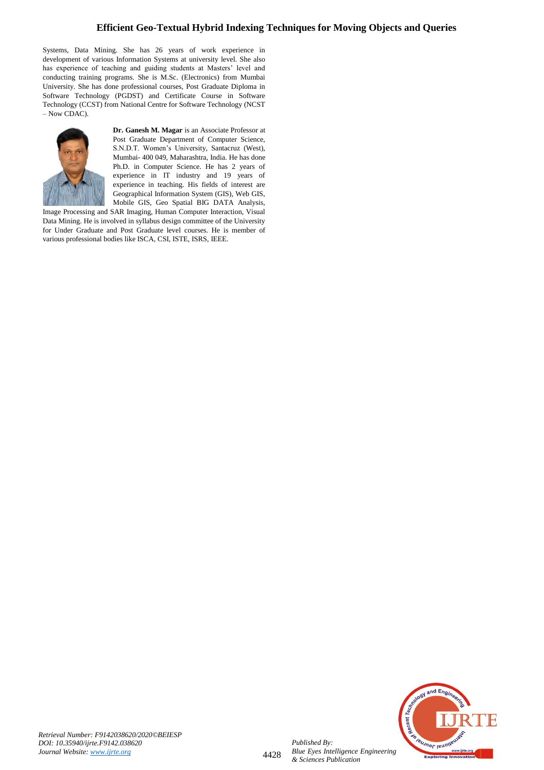Systems, Data Mining. She has 26 years of work experience in development of various Information Systems at university level. She also has experience of teaching and guiding students at Masters' level and conducting training programs. She is M.Sc. (Electronics) from Mumbai University. She has done professional courses, Post Graduate Diploma in Software Technology (PGDST) and Certificate Course in Software Technology (CCST) from National Centre for Software Technology (NCST – Now CDAC).

**Dr. Ganesh M. Magar** is an Associate Professor at Post Graduate Department of Computer Science, S.N.D.T. Women's University, Santacruz (West), Mumbai- 400 049, Maharashtra, India. He has done Ph.D. in Computer Science. He has 2 years of experience in IT industry and 19 years of experience in teaching. His fields of interest are Geographical Information System (GIS), Web GIS, Mobile GIS, Geo Spatial BIG DATA Analysis, Image Processing and SAR Imaging, Human Computer Interaction, Visual Data Mining. He is involved in syllabus design committee of the University for Under Graduate and Post Graduate level courses. He is member of various professional bodies like ISCA, CSI, ISTE, ISRS, IEEE.